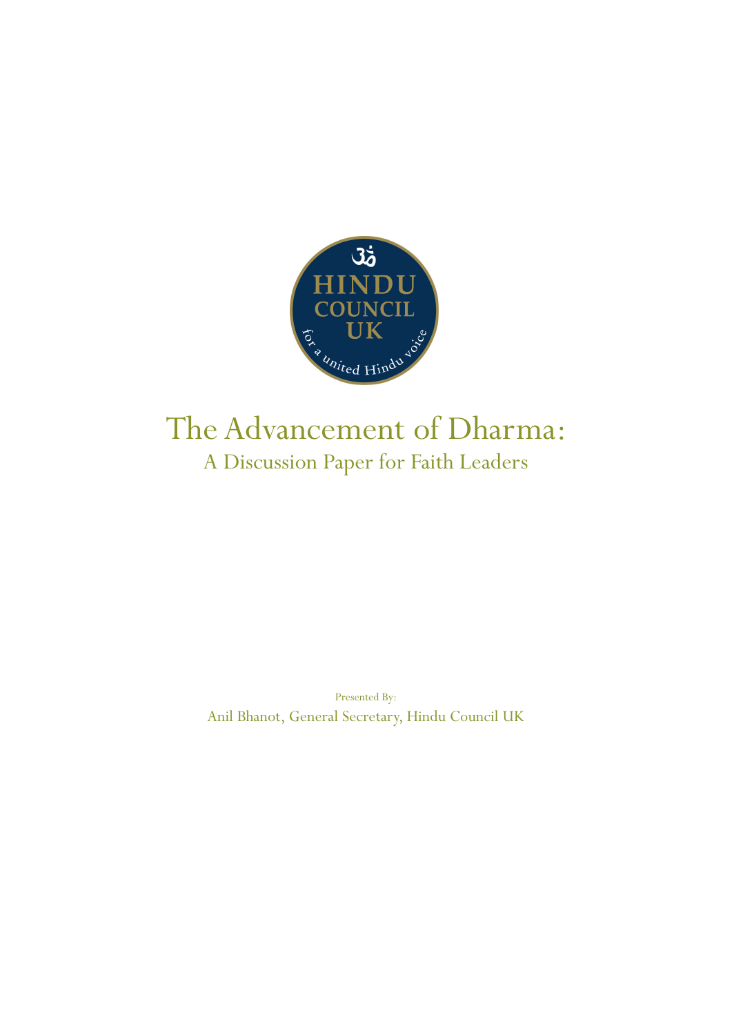ॐ

HINDU COUNCIL UK

for a united Hindu voice

# The Advancement of Dharma:

## A Discussion Paper for Faith Leaders

Presented By:

Anil Bhanot, General Secretary, Hindu Council UK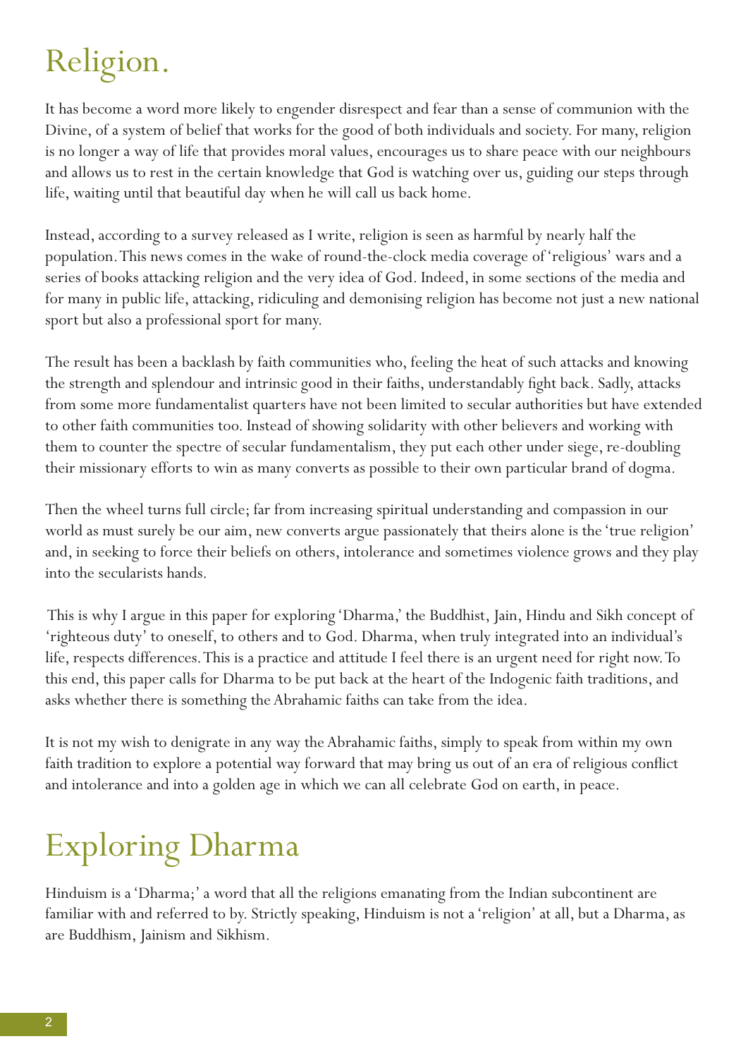# Religion.

It has become a word more likely to engender disrespect and fear than a sense of communion with the Divine, of a system of belief that works for the good of both individuals and society. For many, religion is no longer a way of life that provides moral values, encourages us to share peace with our neighbours and allows us to rest in the certain knowledge that God is watching over us, guiding our steps through life, waiting until that beautiful day when he will call us back home.

Instead, according to a survey released as I write, religion is seen as harmful by nearly half the population. This news comes in the wake of round-the-clock media coverage of 'religious' wars and a series of books attacking religion and the very idea of God. Indeed, in some sections of the media and for many in public life, attacking, ridiculing and demonising religion has become not just a new national sport but also a professional sport for many.

The result has been a backlash by faith communities who, feeling the heat of such attacks and knowing the strength and splendour and intrinsic good in their faiths, understandably fight back. Sadly, attacks from some more fundamentalist quarters have not been limited to secular authorities but have extended to other faith communities too. Instead of showing solidarity with other believers and working with them to counter the spectre of secular fundamentalism, they put each other under siege, re-doubling their missionary efforts to win as many converts as possible to their own particular brand of dogma.

Then the wheel turns full circle; far from increasing spiritual understanding and compassion in our world as must surely be our aim, new converts argue passionately that theirs alone is the 'true religion' and, in seeking to force their beliefs on others, intolerance and sometimes violence grows and they play into the secularists hands.

This is why I argue in this paper for exploring 'Dharma,' the Buddhist, Jain, Hindu and Sikh concept of 'righteous duty' to oneself, to others and to God. Dharma, when truly integrated into an individual's life, respects differences. This is a practice and attitude I feel there is an urgent need for right now. To this end, this paper calls for Dharma to be put back at the heart of the Indogenic faith traditions, and asks whether there is something the Abrahamic faiths can take from the idea.

It is not my wish to denigrate in any way the Abrahamic faiths, simply to speak from within my own faith tradition to explore a potential way forward that may bring us out of an era of religious conflict and intolerance and into a golden age in which we can all celebrate God on earth, in peace.

# Exploring Dharma

Hinduism is a 'Dharma;' a word that all the religions emanating from the Indian subcontinent are familiar with and referred to by. Strictly speaking, Hinduism is not a 'religion' at all, but a Dharma, as are Buddhism, Jainism and Sikhism.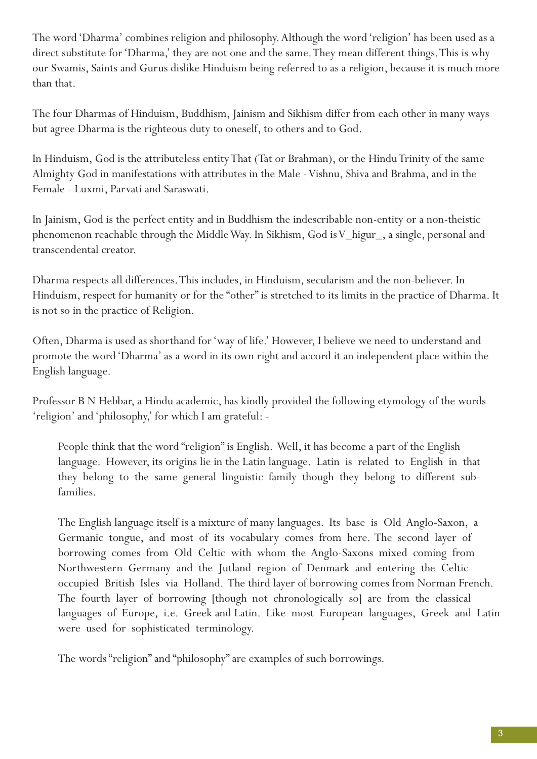The word 'Dharma' combines religion and philosophy. Although the word 'religion' has been used as a direct substitute for 'Dharma,' they are not one and the same. They mean different things. This is why our Swamis, Saints and Gurus dislike Hinduism being referred to as a religion, because it is much more than that.

The four Dharmas of Hinduism, Buddhism, Jainism and Sikhism differ from each other in many ways but agree Dharma is the righteous duty to oneself, to others and to God.

In Hinduism, God is the attributeless entity That (Tat or Brahman), or the Hindu Trinity of the same Almighty God in manifestations with attributes in the Male - Vishnu, Shiva and Brahma, and in the Female - Luxmi, Parvati and Saraswati.

In Jainism, God is the perfect entity and in Buddhism the indescribable non-entity or a non-theistic phenomenon reachable through the Middle Way. In Sikhism, God is V_higur_, a single, personal and transcendental creator.

Dharma respects all differences. This includes, in Hinduism, secularism and the non-believer. In Hinduism, respect for humanity or for the "other" is stretched to its limits in the practice of Dharma. It is not so in the practice of Religion.

Often, Dharma is used as shorthand for 'way of life.' However, I believe we need to understand and promote the word 'Dharma' as a word in its own right and accord it an independent place within the English language.

Professor B N Hebbar, a Hindu academic, has kindly provided the following etymology of the words 'religion' and 'philosophy,' for which I am grateful: -

> People think that the word "religion" is English. Well, it has become a part of the English language. However, its origins lie in the Latin language. Latin is related to English in that they belong to the same general linguistic family though they belong to different sub-families.
>
> The English language itself is a mixture of many languages. Its base is Old Anglo-Saxon, a Germanic tongue, and most of its vocabulary comes from here. The second layer of borrowing comes from Old Celtic with whom the Anglo-Saxons mixed coming from Northwestern Germany and the Jutland region of Denmark and entering the Celtic-occupied British Isles via Holland. The third layer of borrowing comes from Norman French. The fourth layer of borrowing [though not chronologically so] are from the classical languages of Europe, i.e. Greek and Latin. Like most European languages, Greek and Latin were used for sophisticated terminology.
>
> The words "religion" and "philosophy" are examples of such borrowings.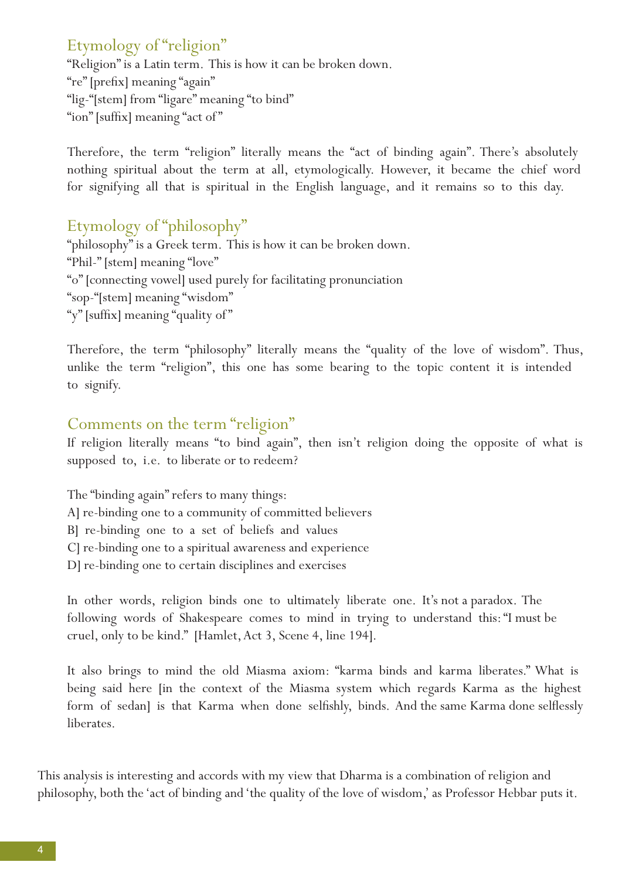## Etymology of "religion"

"Religion" is a Latin term. This is how it can be broken down.
"re" [prefix] meaning "again"
"lig-"[stem] from "ligare" meaning "to bind"
"ion" [suffix] meaning "act of"

Therefore, the term "religion" literally means the "act of binding again". There's absolutely nothing spiritual about the term at all, etymologically. However, it became the chief word for signifying all that is spiritual in the English language, and it remains so to this day.

## Etymology of "philosophy"

"philosophy" is a Greek term. This is how it can be broken down.
"Phil-" [stem] meaning "love"
"o" [connecting vowel] used purely for facilitating pronunciation
"sop-"[stem] meaning "wisdom"
"y" [suffix] meaning "quality of"

Therefore, the term "philosophy" literally means the "quality of the love of wisdom". Thus, unlike the term "religion", this one has some bearing to the topic content it is intended to signify.

## Comments on the term "religion"

If religion literally means "to bind again", then isn't religion doing the opposite of what is supposed to, i.e. to liberate or to redeem?

The "binding again" refers to many things:
A] re-binding one to a community of committed believers
B] re-binding one to a set of beliefs and values
C] re-binding one to a spiritual awareness and experience
D] re-binding one to certain disciplines and exercises

In other words, religion binds one to ultimately liberate one. It's not a paradox. The following words of Shakespeare comes to mind in trying to understand this: "I must be cruel, only to be kind." [Hamlet, Act 3, Scene 4, line 194].

It also brings to mind the old Miasma axiom: "karma binds and karma liberates." What is being said here [in the context of the Miasma system which regards Karma as the highest form of sedan] is that Karma when done selfishly, binds. And the same Karma done selflessly liberates.

This analysis is interesting and accords with my view that Dharma is a combination of religion and philosophy, both the 'act of binding and 'the quality of the love of wisdom,' as Professor Hebbar puts it.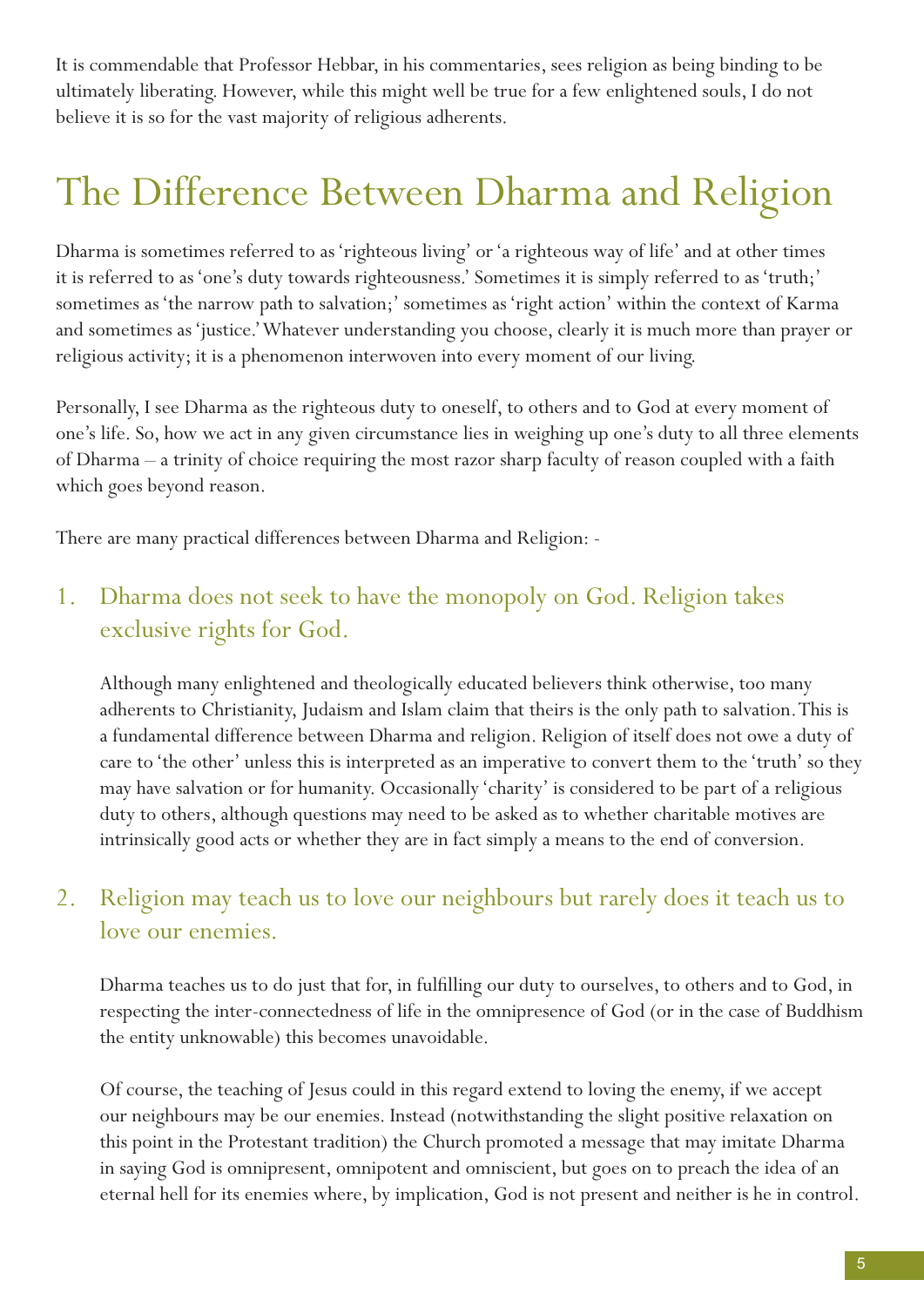It is commendable that Professor Hebbar, in his commentaries, sees religion as being binding to be ultimately liberating. However, while this might well be true for a few enlightened souls, I do not believe it is so for the vast majority of religious adherents.

# The Difference Between Dharma and Religion

Dharma is sometimes referred to as 'righteous living' or 'a righteous way of life' and at other times it is referred to as 'one's duty towards righteousness.' Sometimes it is simply referred to as 'truth;' sometimes as 'the narrow path to salvation;' sometimes as 'right action' within the context of Karma and sometimes as 'justice.' Whatever understanding you choose, clearly it is much more than prayer or religious activity; it is a phenomenon interwoven into every moment of our living.

Personally, I see Dharma as the righteous duty to oneself, to others and to God at every moment of one's life. So, how we act in any given circumstance lies in weighing up one's duty to all three elements of Dharma – a trinity of choice requiring the most razor sharp faculty of reason coupled with a faith which goes beyond reason.

There are many practical differences between Dharma and Religion: -

## 1. Dharma does not seek to have the monopoly on God. Religion takes exclusive rights for God.

Although many enlightened and theologically educated believers think otherwise, too many adherents to Christianity, Judaism and Islam claim that theirs is the only path to salvation. This is a fundamental difference between Dharma and religion. Religion of itself does not owe a duty of care to 'the other' unless this is interpreted as an imperative to convert them to the 'truth' so they may have salvation or for humanity. Occasionally 'charity' is considered to be part of a religious duty to others, although questions may need to be asked as to whether charitable motives are intrinsically good acts or whether they are in fact simply a means to the end of conversion.

## 2. Religion may teach us to love our neighbours but rarely does it teach us to love our enemies.

Dharma teaches us to do just that for, in fulfilling our duty to ourselves, to others and to God, in respecting the inter-connectedness of life in the omnipresence of God (or in the case of Buddhism the entity unknowable) this becomes unavoidable.

Of course, the teaching of Jesus could in this regard extend to loving the enemy, if we accept our neighbours may be our enemies. Instead (notwithstanding the slight positive relaxation on this point in the Protestant tradition) the Church promoted a message that may imitate Dharma in saying God is omnipresent, omnipotent and omniscient, but goes on to preach the idea of an eternal hell for its enemies where, by implication, God is not present and neither is he in control.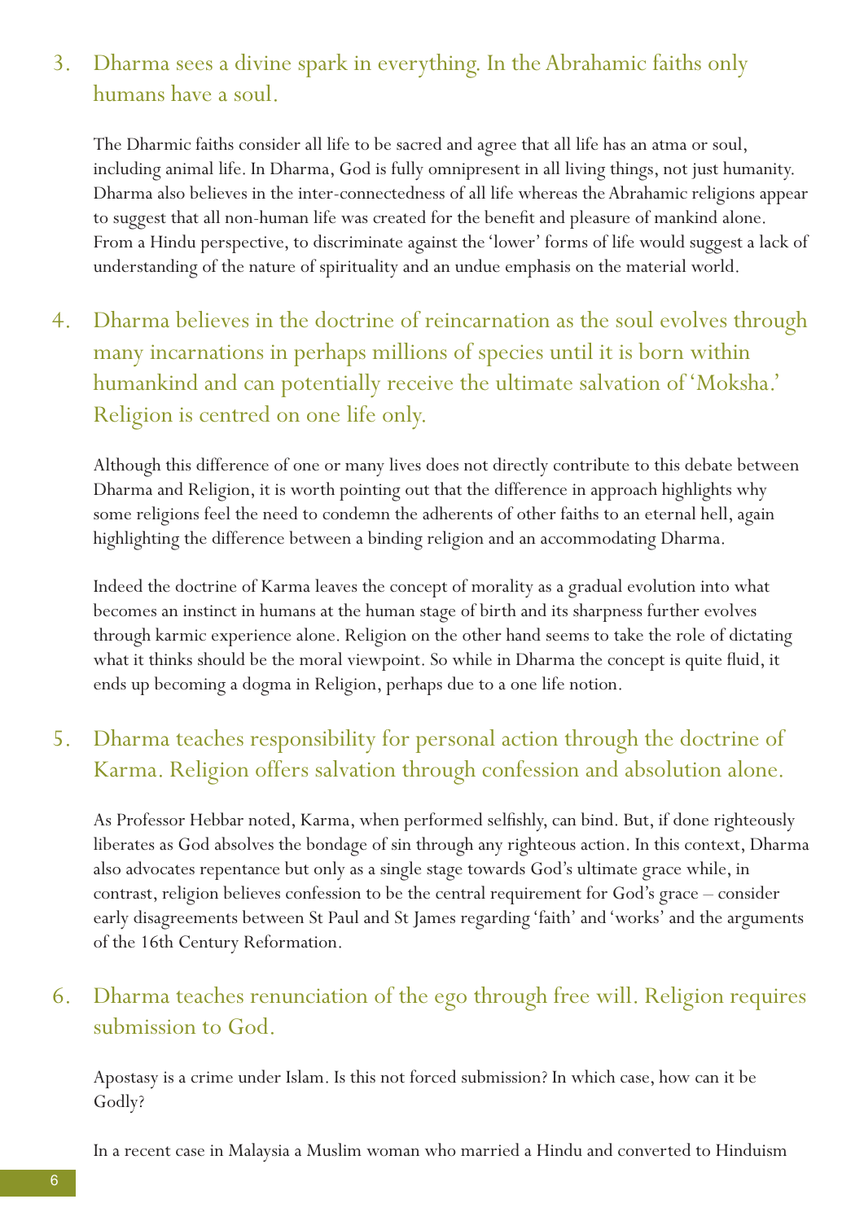## 3. Dharma sees a divine spark in everything. In the Abrahamic faiths only humans have a soul.

The Dharmic faiths consider all life to be sacred and agree that all life has an atma or soul, including animal life. In Dharma, God is fully omnipresent in all living things, not just humanity. Dharma also believes in the inter-connectedness of all life whereas the Abrahamic religions appear to suggest that all non-human life was created for the benefit and pleasure of mankind alone. From a Hindu perspective, to discriminate against the 'lower' forms of life would suggest a lack of understanding of the nature of spirituality and an undue emphasis on the material world.

## 4. Dharma believes in the doctrine of reincarnation as the soul evolves through many incarnations in perhaps millions of species until it is born within humankind and can potentially receive the ultimate salvation of 'Moksha.' Religion is centred on one life only.

Although this difference of one or many lives does not directly contribute to this debate between Dharma and Religion, it is worth pointing out that the difference in approach highlights why some religions feel the need to condemn the adherents of other faiths to an eternal hell, again highlighting the difference between a binding religion and an accommodating Dharma.

Indeed the doctrine of Karma leaves the concept of morality as a gradual evolution into what becomes an instinct in humans at the human stage of birth and its sharpness further evolves through karmic experience alone. Religion on the other hand seems to take the role of dictating what it thinks should be the moral viewpoint. So while in Dharma the concept is quite fluid, it ends up becoming a dogma in Religion, perhaps due to a one life notion.

## 5. Dharma teaches responsibility for personal action through the doctrine of Karma. Religion offers salvation through confession and absolution alone.

As Professor Hebbar noted, Karma, when performed selfishly, can bind. But, if done righteously liberates as God absolves the bondage of sin through any righteous action. In this context, Dharma also advocates repentance but only as a single stage towards God's ultimate grace while, in contrast, religion believes confession to be the central requirement for God's grace – consider early disagreements between St Paul and St James regarding 'faith' and 'works' and the arguments of the 16th Century Reformation.

## 6. Dharma teaches renunciation of the ego through free will. Religion requires submission to God.

Apostasy is a crime under Islam. Is this not forced submission? In which case, how can it be Godly?

In a recent case in Malaysia a Muslim woman who married a Hindu and converted to Hinduism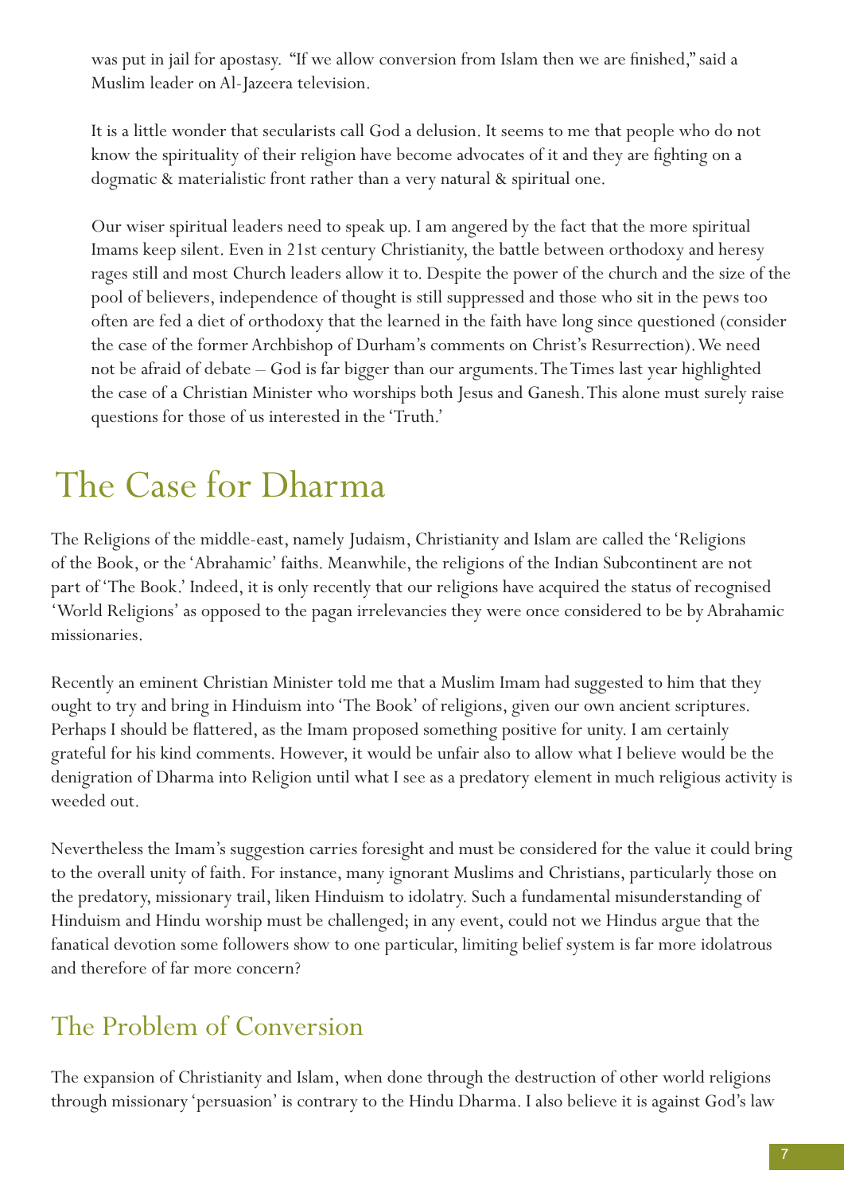was put in jail for apostasy. "If we allow conversion from Islam then we are finished," said a Muslim leader on Al-Jazeera television.

It is a little wonder that secularists call God a delusion. It seems to me that people who do not know the spirituality of their religion have become advocates of it and they are fighting on a dogmatic & materialistic front rather than a very natural & spiritual one.

Our wiser spiritual leaders need to speak up. I am angered by the fact that the more spiritual Imams keep silent. Even in 21st century Christianity, the battle between orthodoxy and heresy rages still and most Church leaders allow it to. Despite the power of the church and the size of the pool of believers, independence of thought is still suppressed and those who sit in the pews too often are fed a diet of orthodoxy that the learned in the faith have long since questioned (consider the case of the former Archbishop of Durham's comments on Christ's Resurrection). We need not be afraid of debate – God is far bigger than our arguments. The Times last year highlighted the case of a Christian Minister who worships both Jesus and Ganesh. This alone must surely raise questions for those of us interested in the 'Truth.'

# The Case for Dharma

The Religions of the middle-east, namely Judaism, Christianity and Islam are called the 'Religions of the Book, or the 'Abrahamic' faiths. Meanwhile, the religions of the Indian Subcontinent are not part of 'The Book.' Indeed, it is only recently that our religions have acquired the status of recognised 'World Religions' as opposed to the pagan irrelevancies they were once considered to be by Abrahamic missionaries.

Recently an eminent Christian Minister told me that a Muslim Imam had suggested to him that they ought to try and bring in Hinduism into 'The Book' of religions, given our own ancient scriptures. Perhaps I should be flattered, as the Imam proposed something positive for unity. I am certainly grateful for his kind comments. However, it would be unfair also to allow what I believe would be the denigration of Dharma into Religion until what I see as a predatory element in much religious activity is weeded out.

Nevertheless the Imam's suggestion carries foresight and must be considered for the value it could bring to the overall unity of faith. For instance, many ignorant Muslims and Christians, particularly those on the predatory, missionary trail, liken Hinduism to idolatry. Such a fundamental misunderstanding of Hinduism and Hindu worship must be challenged; in any event, could not we Hindus argue that the fanatical devotion some followers show to one particular, limiting belief system is far more idolatrous and therefore of far more concern?

## The Problem of Conversion

The expansion of Christianity and Islam, when done through the destruction of other world religions through missionary 'persuasion' is contrary to the Hindu Dharma. I also believe it is against God's law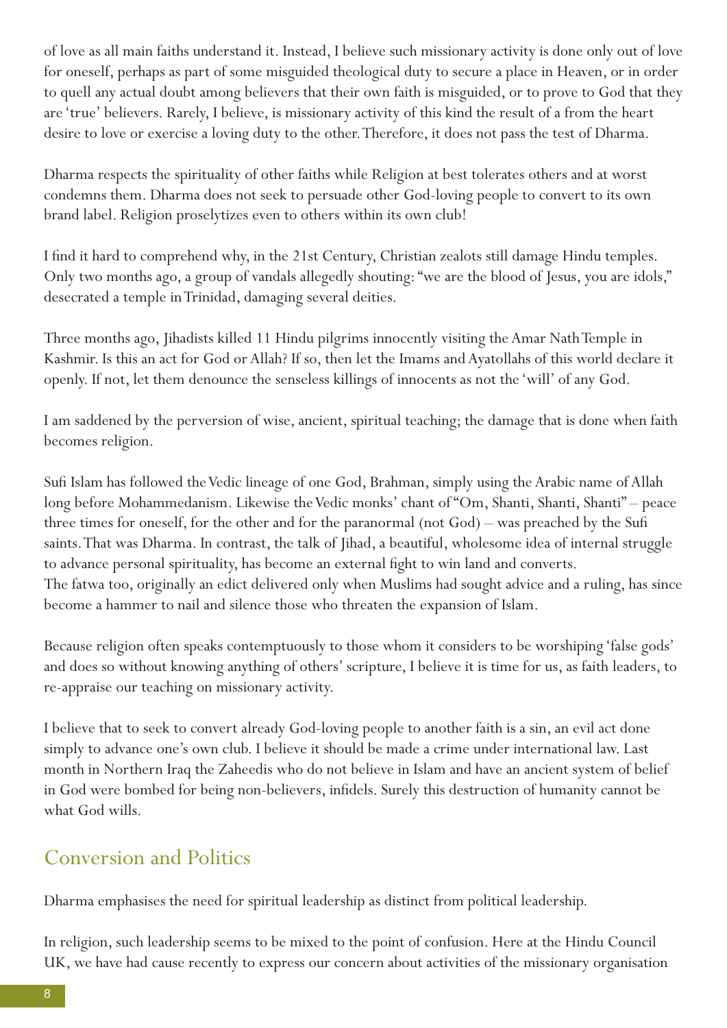of love as all main faiths understand it. Instead, I believe such missionary activity is done only out of love for oneself, perhaps as part of some misguided theological duty to secure a place in Heaven, or in order to quell any actual doubt among believers that their own faith is misguided, or to prove to God that they are 'true' believers. Rarely, I believe, is missionary activity of this kind the result of a from the heart desire to love or exercise a loving duty to the other. Therefore, it does not pass the test of Dharma.

Dharma respects the spirituality of other faiths while Religion at best tolerates others and at worst condemns them. Dharma does not seek to persuade other God-loving people to convert to its own brand label. Religion proselytizes even to others within its own club!

I find it hard to comprehend why, in the 21st Century, Christian zealots still damage Hindu temples. Only two months ago, a group of vandals allegedly shouting: "we are the blood of Jesus, you are idols," desecrated a temple in Trinidad, damaging several deities.

Three months ago, Jihadists killed 11 Hindu pilgrims innocently visiting the Amar Nath Temple in Kashmir. Is this an act for God or Allah? If so, then let the Imams and Ayatollahs of this world declare it openly. If not, let them denounce the senseless killings of innocents as not the 'will' of any God.

I am saddened by the perversion of wise, ancient, spiritual teaching; the damage that is done when faith becomes religion.

Sufi Islam has followed the Vedic lineage of one God, Brahman, simply using the Arabic name of Allah long before Mohammedanism. Likewise the Vedic monks' chant of "Om, Shanti, Shanti, Shanti" – peace three times for oneself, for the other and for the paranormal (not God) – was preached by the Sufi saints. That was Dharma. In contrast, the talk of Jihad, a beautiful, wholesome idea of internal struggle to advance personal spirituality, has become an external fight to win land and converts.
The fatwa too, originally an edict delivered only when Muslims had sought advice and a ruling, has since become a hammer to nail and silence those who threaten the expansion of Islam.

Because religion often speaks contemptuously to those whom it considers to be worshiping 'false gods' and does so without knowing anything of others' scripture, I believe it is time for us, as faith leaders, to re-appraise our teaching on missionary activity.

I believe that to seek to convert already God-loving people to another faith is a sin, an evil act done simply to advance one's own club. I believe it should be made a crime under international law. Last month in Northern Iraq the Zaheedis who do not believe in Islam and have an ancient system of belief in God were bombed for being non-believers, infidels. Surely this destruction of humanity cannot be what God wills.

## Conversion and Politics

Dharma emphasises the need for spiritual leadership as distinct from political leadership.

In religion, such leadership seems to be mixed to the point of confusion. Here at the Hindu Council UK, we have had cause recently to express our concern about activities of the missionary organisation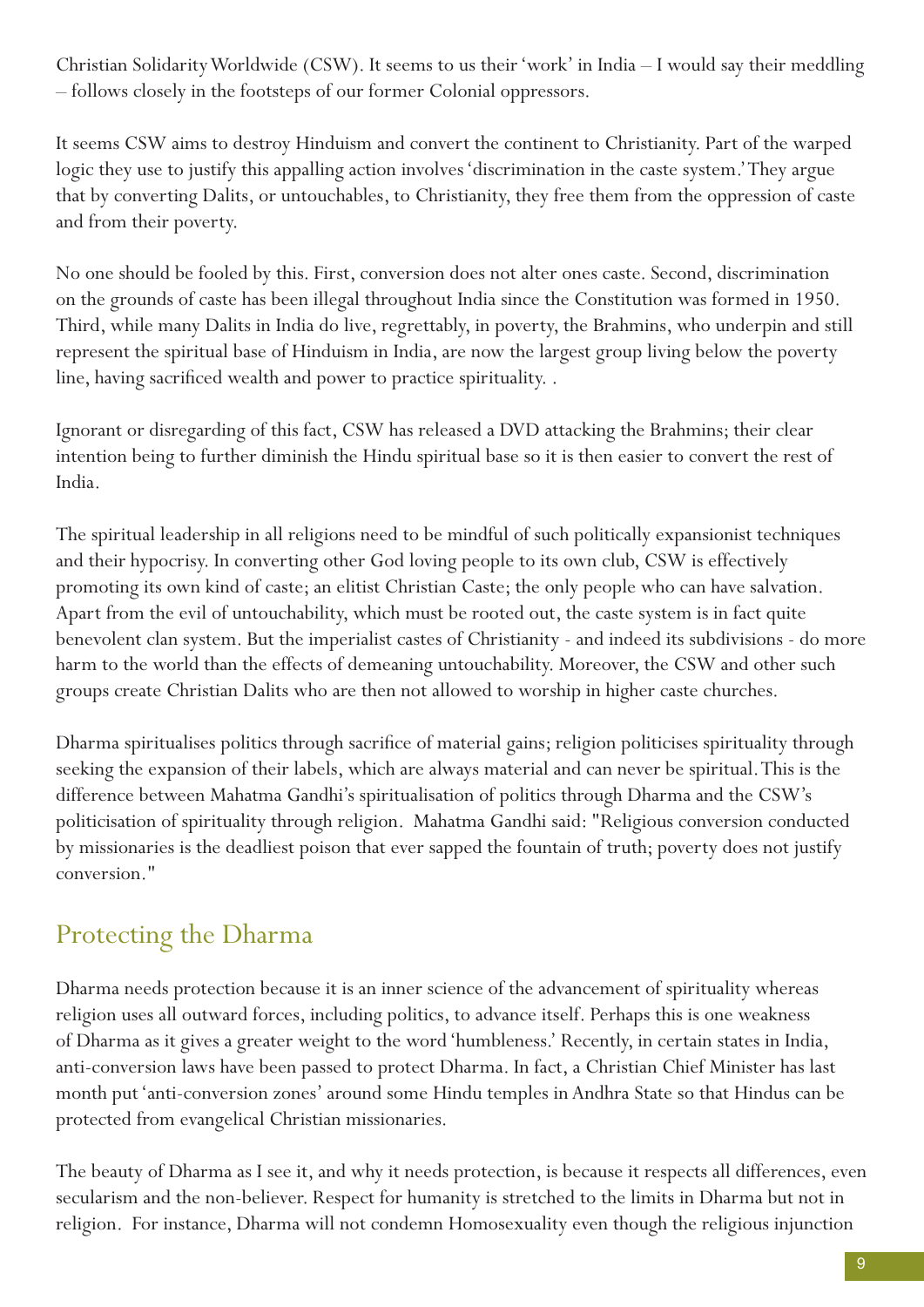Christian Solidarity Worldwide (CSW). It seems to us their 'work' in India – I would say their meddling – follows closely in the footsteps of our former Colonial oppressors.

It seems CSW aims to destroy Hinduism and convert the continent to Christianity. Part of the warped logic they use to justify this appalling action involves 'discrimination in the caste system.' They argue that by converting Dalits, or untouchables, to Christianity, they free them from the oppression of caste and from their poverty.

No one should be fooled by this. First, conversion does not alter ones caste. Second, discrimination on the grounds of caste has been illegal throughout India since the Constitution was formed in 1950. Third, while many Dalits in India do live, regrettably, in poverty, the Brahmins, who underpin and still represent the spiritual base of Hinduism in India, are now the largest group living below the poverty line, having sacrificed wealth and power to practice spirituality. .

Ignorant or disregarding of this fact, CSW has released a DVD attacking the Brahmins; their clear intention being to further diminish the Hindu spiritual base so it is then easier to convert the rest of India.

The spiritual leadership in all religions need to be mindful of such politically expansionist techniques and their hypocrisy. In converting other God loving people to its own club, CSW is effectively promoting its own kind of caste; an elitist Christian Caste; the only people who can have salvation. Apart from the evil of untouchability, which must be rooted out, the caste system is in fact quite benevolent clan system. But the imperialist castes of Christianity - and indeed its subdivisions - do more harm to the world than the effects of demeaning untouchability. Moreover, the CSW and other such groups create Christian Dalits who are then not allowed to worship in higher caste churches.

Dharma spiritualises politics through sacrifice of material gains; religion politicises spirituality through seeking the expansion of their labels, which are always material and can never be spiritual. This is the difference between Mahatma Gandhi's spiritualisation of politics through Dharma and the CSW's politicisation of spirituality through religion. Mahatma Gandhi said: "Religious conversion conducted by missionaries is the deadliest poison that ever sapped the fountain of truth; poverty does not justify conversion."

## Protecting the Dharma

Dharma needs protection because it is an inner science of the advancement of spirituality whereas religion uses all outward forces, including politics, to advance itself. Perhaps this is one weakness of Dharma as it gives a greater weight to the word 'humbleness.' Recently, in certain states in India, anti-conversion laws have been passed to protect Dharma. In fact, a Christian Chief Minister has last month put 'anti-conversion zones' around some Hindu temples in Andhra State so that Hindus can be protected from evangelical Christian missionaries.

The beauty of Dharma as I see it, and why it needs protection, is because it respects all differences, even secularism and the non-believer. Respect for humanity is stretched to the limits in Dharma but not in religion. For instance, Dharma will not condemn Homosexuality even though the religious injunction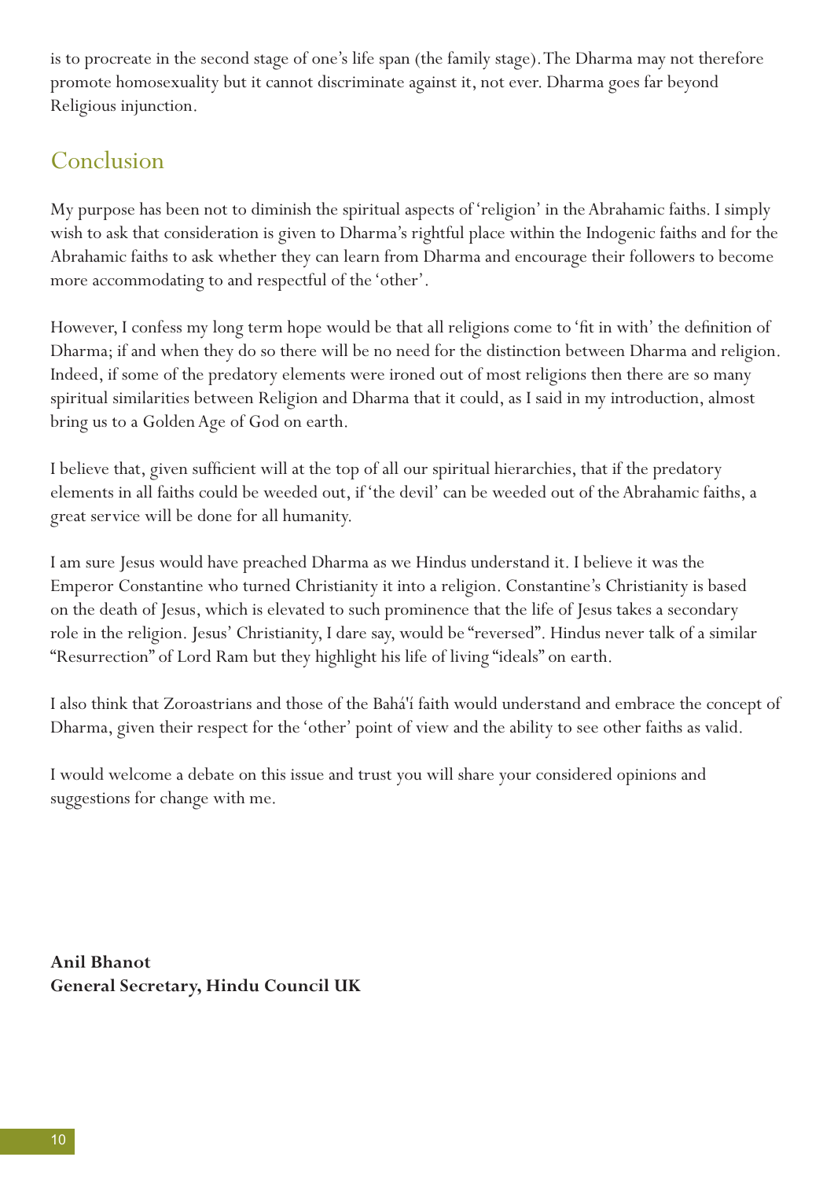is to procreate in the second stage of one's life span (the family stage). The Dharma may not therefore promote homosexuality but it cannot discriminate against it, not ever. Dharma goes far beyond Religious injunction.

## Conclusion

My purpose has been not to diminish the spiritual aspects of 'religion' in the Abrahamic faiths. I simply wish to ask that consideration is given to Dharma's rightful place within the Indogenic faiths and for the Abrahamic faiths to ask whether they can learn from Dharma and encourage their followers to become more accommodating to and respectful of the 'other'.

However, I confess my long term hope would be that all religions come to 'fit in with' the definition of Dharma; if and when they do so there will be no need for the distinction between Dharma and religion. Indeed, if some of the predatory elements were ironed out of most religions then there are so many spiritual similarities between Religion and Dharma that it could, as I said in my introduction, almost bring us to a Golden Age of God on earth.

I believe that, given sufficient will at the top of all our spiritual hierarchies, that if the predatory elements in all faiths could be weeded out, if 'the devil' can be weeded out of the Abrahamic faiths, a great service will be done for all humanity.

I am sure Jesus would have preached Dharma as we Hindus understand it. I believe it was the Emperor Constantine who turned Christianity it into a religion. Constantine's Christianity is based on the death of Jesus, which is elevated to such prominence that the life of Jesus takes a secondary role in the religion. Jesus' Christianity, I dare say, would be "reversed". Hindus never talk of a similar "Resurrection" of Lord Ram but they highlight his life of living "ideals" on earth.

I also think that Zoroastrians and those of the Bahá'í faith would understand and embrace the concept of Dharma, given their respect for the 'other' point of view and the ability to see other faiths as valid.

I would welcome a debate on this issue and trust you will share your considered opinions and suggestions for change with me.

**Anil Bhanot**
**General Secretary, Hindu Council UK**